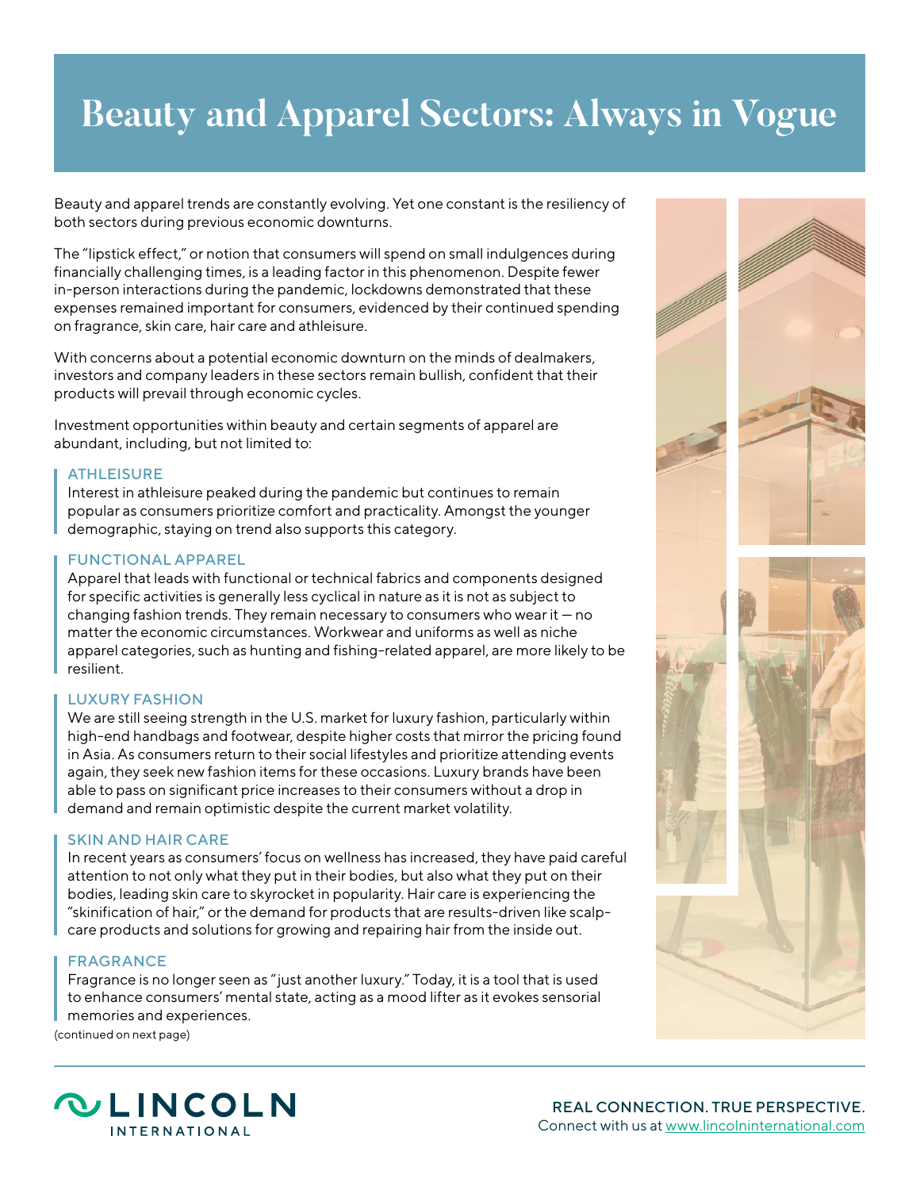# Beauty and Apparel Sectors: Always in Vogue

Beauty and apparel trends are constantly evolving. Yet one constant is the resiliency of both sectors during previous economic downturns.

The "lipstick effect," or notion that consumers will spend on small indulgences during financially challenging times, is a leading factor in this phenomenon. Despite fewer in-person interactions during the pandemic, lockdowns demonstrated that these expenses remained important for consumers, evidenced by their continued spending on fragrance, skin care, hair care and athleisure.

With concerns about a potential economic downturn on the minds of dealmakers, investors and company leaders in these sectors remain bullish, confident that their products will prevail through economic cycles.

Investment opportunities within beauty and certain segments of apparel are abundant, including, but not limited to:

### ATHLEISURE

Interest in athleisure peaked during the pandemic but continues to remain popular as consumers prioritize comfort and practicality. Amongst the younger demographic, staying on trend also supports this category.

### FUNCTIONAL APPAREL

Apparel that leads with functional or technical fabrics and components designed for specific activities is generally less cyclical in nature as it is not as subject to changing fashion trends. They remain necessary to consumers who wear it — no matter the economic circumstances. Workwear and uniforms as well as niche apparel categories, such as hunting and fishing-related apparel, are more likely to be resilient.

### LUXURY FASHION

We are still seeing strength in the U.S. market for luxury fashion, particularly within high-end handbags and footwear, despite higher costs that mirror the pricing found in Asia. As consumers return to their social lifestyles and prioritize attending events again, they seek new fashion items for these occasions. Luxury brands have been able to pass on significant price increases to their consumers without a drop in demand and remain optimistic despite the current market volatility.

### SKIN AND HAIR CARE

In recent years as consumers' focus on wellness has increased, they have paid careful attention to not only what they put in their bodies, but also what they put on their bodies, leading skin care to skyrocket in popularity. Hair care is experiencing the "skinification of hair," or the demand for products that are results-driven like scalp-care products and solutions for growing and repairing hair from the inside out.

### FRAGRANCE

Fragrance is no longer seen as "just another luxury." Today, it is a tool that is used to enhance consumers' mental state, acting as a mood lifter as it evokes sensorial memories and experiences.

(continued on next page)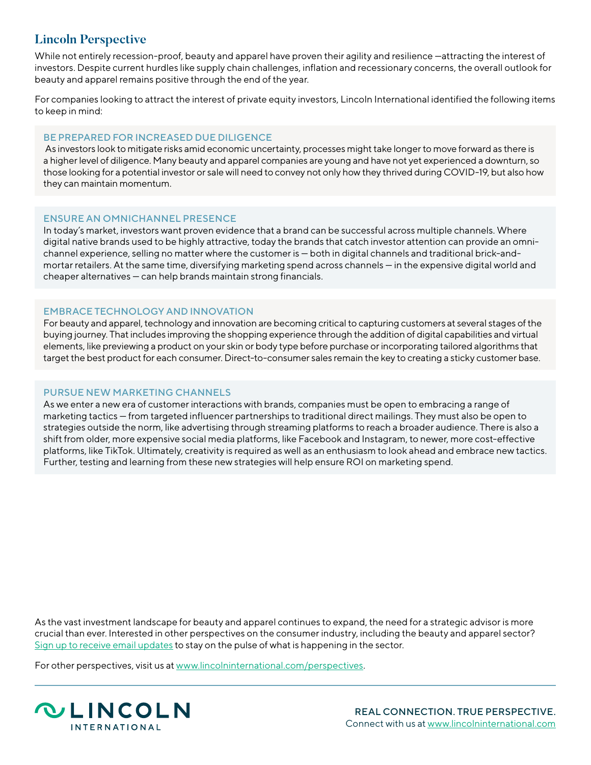## Lincoln Perspective

While not entirely recession-proof, beauty and apparel have proven their agility and resilience —attracting the interest of investors. Despite current hurdles like supply chain challenges, inflation and recessionary concerns, the overall outlook for beauty and apparel remains positive through the end of the year.

For companies looking to attract the interest of private equity investors, Lincoln International identified the following items to keep in mind:

### BE PREPARED FOR INCREASED DUE DILIGENCE

As investors look to mitigate risks amid economic uncertainty, processes might take longer to move forward as there is a higher level of diligence. Many beauty and apparel companies are young and have not yet experienced a downturn, so those looking for a potential investor or sale will need to convey not only how they thrived during COVID-19, but also how they can maintain momentum.

### ENSURE AN OMNICHANNEL PRESENCE

In today's market, investors want proven evidence that a brand can be successful across multiple channels. Where digital native brands used to be highly attractive, today the brands that catch investor attention can provide an omni-channel experience, selling no matter where the customer is — both in digital channels and traditional brick-and-mortar retailers. At the same time, diversifying marketing spend across channels — in the expensive digital world and cheaper alternatives — can help brands maintain strong financials.

### EMBRACE TECHNOLOGY AND INNOVATION

For beauty and apparel, technology and innovation are becoming critical to capturing customers at several stages of the buying journey. That includes improving the shopping experience through the addition of digital capabilities and virtual elements, like previewing a product on your skin or body type before purchase or incorporating tailored algorithms that target the best product for each consumer. Direct-to-consumer sales remain the key to creating a sticky customer base.

### PURSUE NEW MARKETING CHANNELS

As we enter a new era of customer interactions with brands, companies must be open to embracing a range of marketing tactics — from targeted influencer partnerships to traditional direct mailings. They must also be open to strategies outside the norm, like advertising through streaming platforms to reach a broader audience. There is also a shift from older, more expensive social media platforms, like Facebook and Instagram, to newer, more cost-effective platforms, like TikTok. Ultimately, creativity is required as well as an enthusiasm to look ahead and embrace new tactics. Further, testing and learning from these new strategies will help ensure ROI on marketing spend.

As the vast investment landscape for beauty and apparel continues to expand, the need for a strategic advisor is more crucial than ever. Interested in other perspectives on the consumer industry, including the beauty and apparel sector? Sign up to receive email updates to stay on the pulse of what is happening in the sector.

For other perspectives, visit us at www.lincolninternational.com/perspectives.

LINCOLN INTERNATIONAL

REAL CONNECTION. TRUE PERSPECTIVE.
Connect with us at www.lincolninternational.com